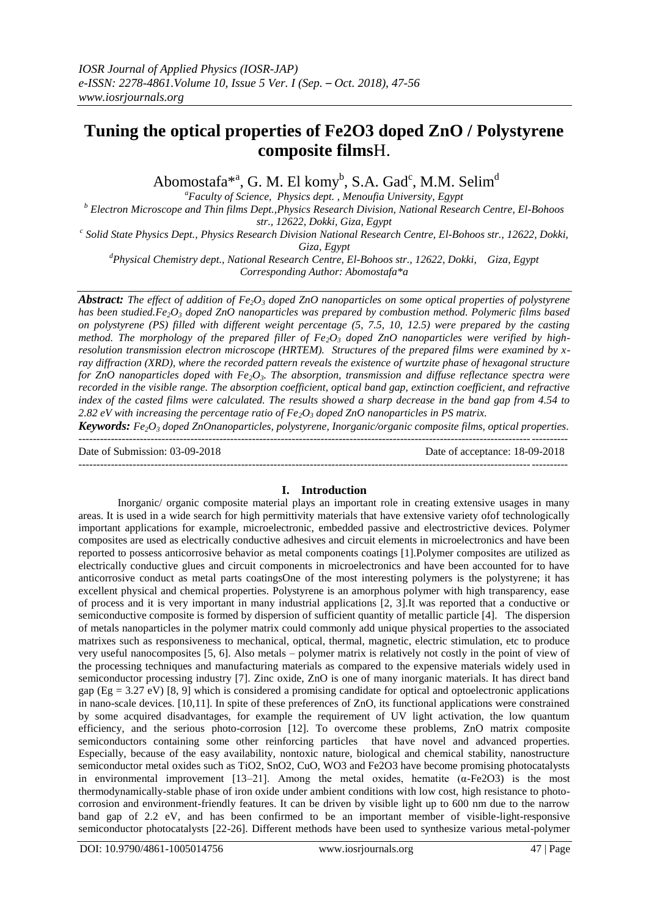# Tuning the optical properties of Fe2O3 doped ZnO / Polystyrene composite filmsH.

Abomostafa*[a], G. M. El komy[b], S.A. Gad[c], M.M. Selim[d]

[a]Faculty of Science, Physics dept. , Menoufia University, Egypt

[b] Electron Microscope and Thin films Dept.,Physics Research Division, National Research Centre, El-Bohoos str., 12622, Dokki, Giza, Egypt

[c] Solid State Physics Dept., Physics Research Division National Research Centre, El-Bohoos str., 12622, Dokki, Giza, Egypt

[d]Physical Chemistry dept., National Research Centre, El-Bohoos str., 12622, Dokki, Giza, Egypt

Corresponding Author: Abomostafa*a

***Abstract:*** *The effect of addition of $Fe_2O_3$ doped ZnO nanoparticles on some optical properties of polystyrene has been studied.$Fe_2O_3$ doped ZnO nanoparticles was prepared by combustion method. Polymeric films based on polystyrene (PS) filled with different weight percentage (5, 7.5, 10, 12.5) were prepared by the casting method. The morphology of the prepared filler of $Fe_2O_3$ doped ZnO nanoparticles were verified by high-resolution transmission electron microscope (HRTEM). Structures of the prepared films were examined by x-ray diffraction (XRD), where the recorded pattern reveals the existence of wurtzite phase of hexagonal structure for ZnO nanoparticles doped with $Fe_2O_3$. The absorption, transmission and diffuse reflectance spectra were recorded in the visible range. The absorption coefficient, optical band gap, extinction coefficient, and refractive index of the casted films were calculated. The results showed a sharp decrease in the band gap from 4.54 to 2.82 eV with increasing the percentage ratio of $Fe_2O_3$ doped ZnO nanoparticles in PS matrix.*

***Keywords:*** *$Fe_2O_3$ doped ZnOnanoparticles, polystyrene, Inorganic/organic composite films, optical properties.*

---

Date of Submission: 03-09-2018 Date of acceptance: 18-09-2018

---

## I. Introduction

Inorganic/ organic composite material plays an important role in creating extensive usages in many areas. It is used in a wide search for high permittivity materials that have extensive variety ofof technologically important applications for example, microelectronic, embedded passive and electrostrictive devices. Polymer composites are used as electrically conductive adhesives and circuit elements in microelectronics and have been reported to possess anticorrosive behavior as metal components coatings [1].Polymer composites are utilized as electrically conductive glues and circuit components in microelectronics and have been accounted for to have anticorrosive conduct as metal parts coatingsOne of the most interesting polymers is the polystyrene; it has excellent physical and chemical properties. Polystyrene is an amorphous polymer with high transparency, ease of process and it is very important in many industrial applications [2, 3].It was reported that a conductive or semiconductive composite is formed by dispersion of sufficient quantity of metallic particle [4]. The dispersion of metals nanoparticles in the polymer matrix could commonly add unique physical properties to the associated matrixes such as responsiveness to mechanical, optical, thermal, magnetic, electric stimulation, etc to produce very useful nanocomposites [5, 6]. Also metals – polymer matrix is relatively not costly in the point of view of the processing techniques and manufacturing materials as compared to the expensive materials widely used in semiconductor processing industry [7]. Zinc oxide, ZnO is one of many inorganic materials. It has direct band gap ($E_g$ = 3.27 eV) [8, 9] which is considered a promising candidate for optical and optoelectronic applications in nano-scale devices. [10,11]. In spite of these preferences of ZnO, its functional applications were constrained by some acquired disadvantages, for example the requirement of UV light activation, the low quantum efficiency, and the serious photo-corrosion [12]. To overcome these problems, ZnO matrix composite semiconductors containing some other reinforcing particles that have novel and advanced properties. Especially, because of the easy availability, nontoxic nature, biological and chemical stability, nanostructure semiconductor metal oxides such as $TiO_2$, $SnO_2$, CuO, $WO_3$ and $Fe_2O_3$ have become promising photocatalysts in environmental improvement [13–21]. Among the metal oxides, hematite (α-$Fe_2O_3$) is the most thermodynamically-stable phase of iron oxide under ambient conditions with low cost, high resistance to photo-corrosion and environment-friendly features. It can be driven by visible light up to 600 nm due to the narrow band gap of 2.2 eV, and has been confirmed to be an important member of visible-light-responsive semiconductor photocatalysts [22-26]. Different methods have been used to synthesize various metal-polymer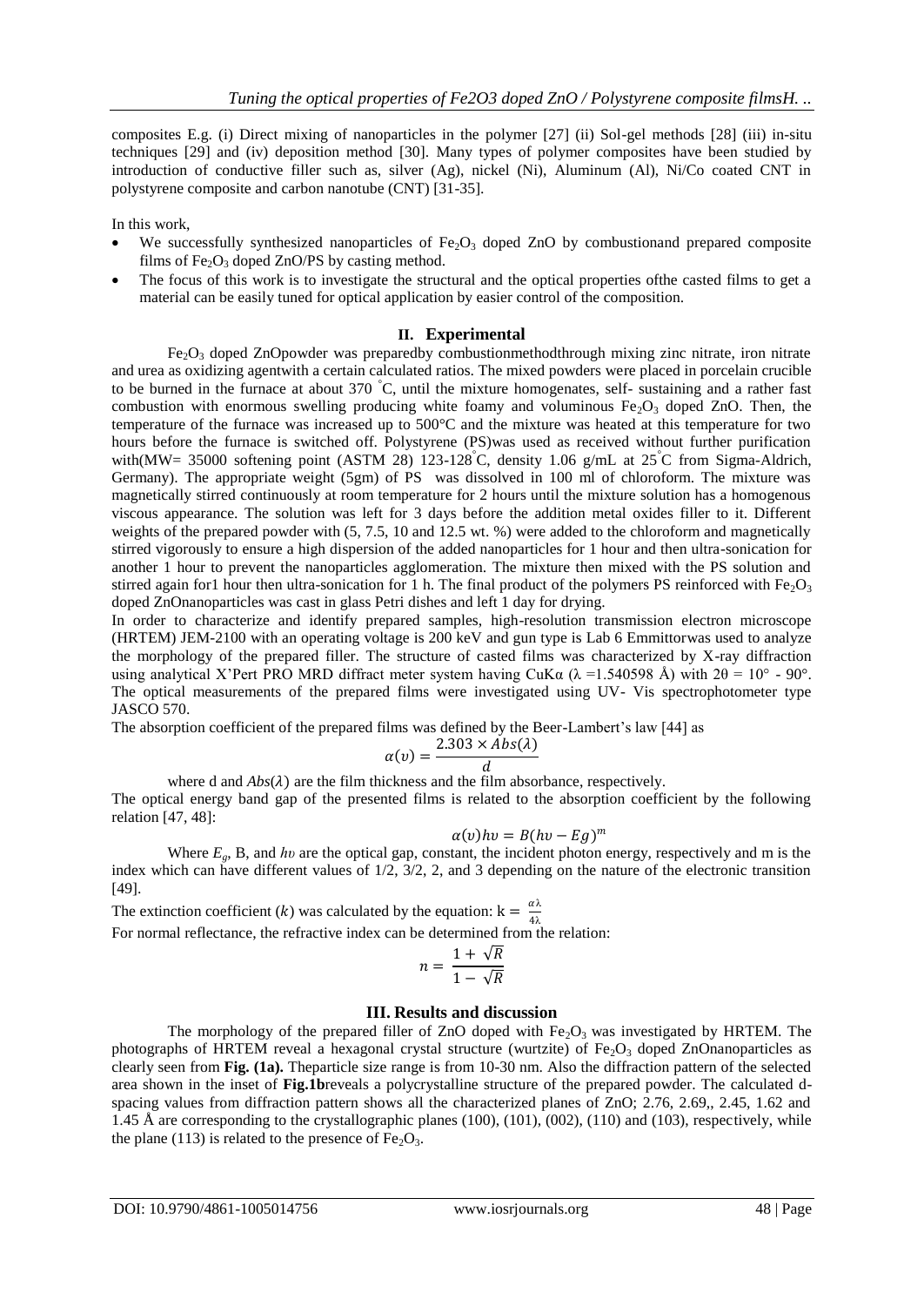composites E.g. (i) Direct mixing of nanoparticles in the polymer [27] (ii) Sol-gel methods [28] (iii) in-situ techniques [29] and (iv) deposition method [30]. Many types of polymer composites have been studied by introduction of conductive filler such as, silver (Ag), nickel (Ni), Aluminum (Al), Ni/Co coated CNT in polystyrene composite and carbon nanotube (CNT) [31-35].

In this work,

- We successfully synthesized nanoparticles of $Fe_2O_3$ doped ZnO by combustionand prepared composite films of $Fe_2O_3$ doped ZnO/PS by casting method.
- The focus of this work is to investigate the structural and the optical properties ofthe casted films to get a material can be easily tuned for optical application by easier control of the composition.

## II. Experimental

$Fe_2O_3$ doped ZnOpowder was preparedby combustionmethodthrough mixing zinc nitrate, iron nitrate and urea as oxidizing agentwith a certain calculated ratios. The mixed powders were placed in porcelain crucible to be burned in the furnace at about 370 °C, until the mixture homogenates, self- sustaining and a rather fast combustion with enormous swelling producing white foamy and voluminous $Fe_2O_3$ doped ZnO. Then, the temperature of the furnace was increased up to 500°C and the mixture was heated at this temperature for two hours before the furnace is switched off. Polystyrene (PS)was used as received without further purification with(MW= 35000 softening point (ASTM 28) 123-128 °C, density 1.06 g/mL at 25 °C from Sigma-Aldrich, Germany). The appropriate weight (5gm) of PS was dissolved in 100 ml of chloroform. The mixture was magnetically stirred continuously at room temperature for 2 hours until the mixture solution has a homogenous viscous appearance. The solution was left for 3 days before the addition metal oxides filler to it. Different weights of the prepared powder with (5, 7.5, 10 and 12.5 wt. %) were added to the chloroform and magnetically stirred vigorously to ensure a high dispersion of the added nanoparticles for 1 hour and then ultra-sonication for another 1 hour to prevent the nanoparticles agglomeration. The mixture then mixed with the PS solution and stirred again for1 hour then ultra-sonication for 1 h. The final product of the polymers PS reinforced with $Fe_2O_3$ doped ZnOnanoparticles was cast in glass Petri dishes and left 1 day for drying.

In order to characterize and identify prepared samples, high-resolution transmission electron microscope (HRTEM) JEM-2100 with an operating voltage is 200 keV and gun type is Lab 6 Emmittorwas used to analyze the morphology of the prepared filler. The structure of casted films was characterized by X-ray diffraction using analytical X'Pert PRO MRD diffract meter system having CuK$\alpha$ ($\lambda$ =1.540598 Å) with $2\theta$ = 10° - 90°. The optical measurements of the prepared films were investigated using UV- Vis spectrophotometer type JASCO 570.

The absorption coefficient of the prepared films was defined by the Beer-Lambert's law [44] as

$$\alpha(\upsilon) = \frac{2.303 \times Abs(\lambda)}{d}$$

where d and $Abs(\lambda)$ are the film thickness and the film absorbance, respectively.

The optical energy band gap of the presented films is related to the absorption coefficient by the following relation [47, 48]:

$$\alpha(\upsilon)h\upsilon = B(h\upsilon - Eg)^m$$

Where $E_g$, B, and $h\upsilon$ are the optical gap, constant, the incident photon energy, respectively and m is the index which can have different values of 1/2, 3/2, 2, and 3 depending on the nature of the electronic transition [49].

The extinction coefficient ($k$) was calculated by the equation: $k = \frac{\alpha\lambda}{4\lambda}$

For normal reflectance, the refractive index can be determined from the relation:

$$n = \frac{1 + \sqrt{R}}{1 - \sqrt{R}}$$

## III. Results and discussion

The morphology of the prepared filler of ZnO doped with $Fe_2O_3$ was investigated by HRTEM. The photographs of HRTEM reveal a hexagonal crystal structure (wurtzite) of $Fe_2O_3$ doped ZnOnanoparticles as clearly seen from **Fig. (1a).** Theparticle size range is from 10-30 nm. Also the diffraction pattern of the selected area shown in the inset of **Fig.1b**reveals a polycrystalline structure of the prepared powder. The calculated d-spacing values from diffraction pattern shows all the characterized planes of ZnO; 2.76, 2.69,, 2.45, 1.62 and 1.45 Å are corresponding to the crystallographic planes (100), (101), (002), (110) and (103), respectively, while the plane (113) is related to the presence of $Fe_2O_3$.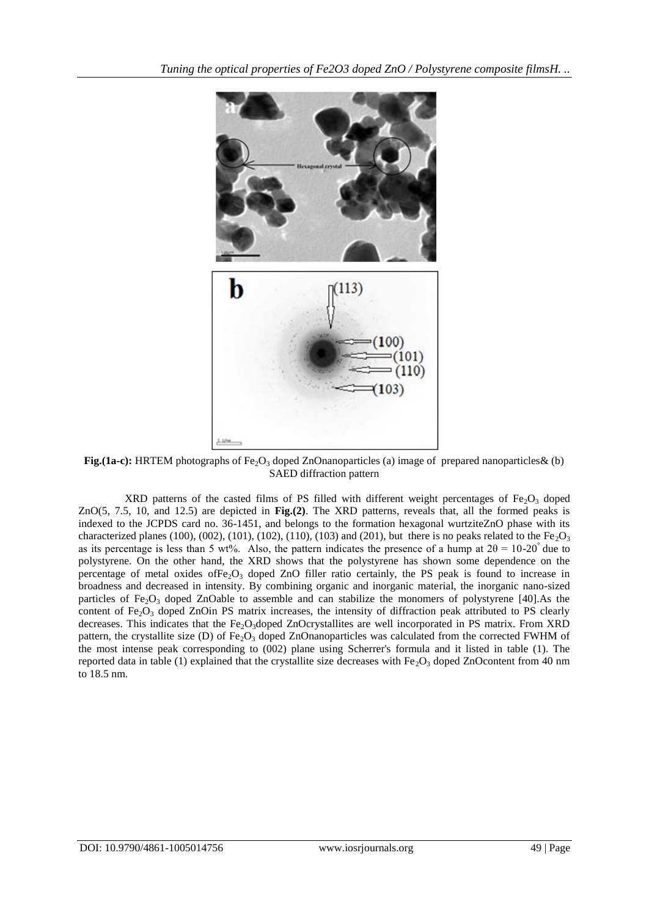**Fig.(1a-c):** HRTEM photographs of $Fe_2O_3$ doped ZnOnanoparticles (a) image of prepared nanoparticles& (b) SAED diffraction pattern

XRD patterns of the casted films of PS filled with different weight percentages of $Fe_2O_3$ doped ZnO(5, 7.5, 10, and 12.5) are depicted in **Fig.(2)**. The XRD patterns, reveals that, all the formed peaks is indexed to the JCPDS card no. 36-1451, and belongs to the formation hexagonal wurtziteZnO phase with its characterized planes (100), (002), (101), (102), (110), (103) and (201), but there is no peaks related to the $Fe_2O_3$ as its percentage is less than 5 wt%. Also, the pattern indicates the presence of a hump at $2\theta = 10\text{-}20^{\circ}$ due to polystyrene. On the other hand, the XRD shows that the polystyrene has shown some dependence on the percentage of metal oxides of$Fe_2O_3$ doped ZnO filler ratio certainly, the PS peak is found to increase in broadness and decreased in intensity. By combining organic and inorganic material, the inorganic nano-sized particles of $Fe_2O_3$ doped ZnOable to assemble and can stabilize the monomers of polystyrene [40].As the content of $Fe_2O_3$ doped ZnOin PS matrix increases, the intensity of diffraction peak attributed to PS clearly decreases. This indicates that the $Fe_2O_3$doped ZnOcrystallites are well incorporated in PS matrix. From XRD pattern, the crystallite size (D) of $Fe_2O_3$ doped ZnOnanoparticles was calculated from the corrected FWHM of the most intense peak corresponding to (002) plane using Scherrer's formula and it listed in table (1). The reported data in table (1) explained that the crystallite size decreases with $Fe_2O_3$ doped ZnOcontent from 40 nm to 18.5 nm.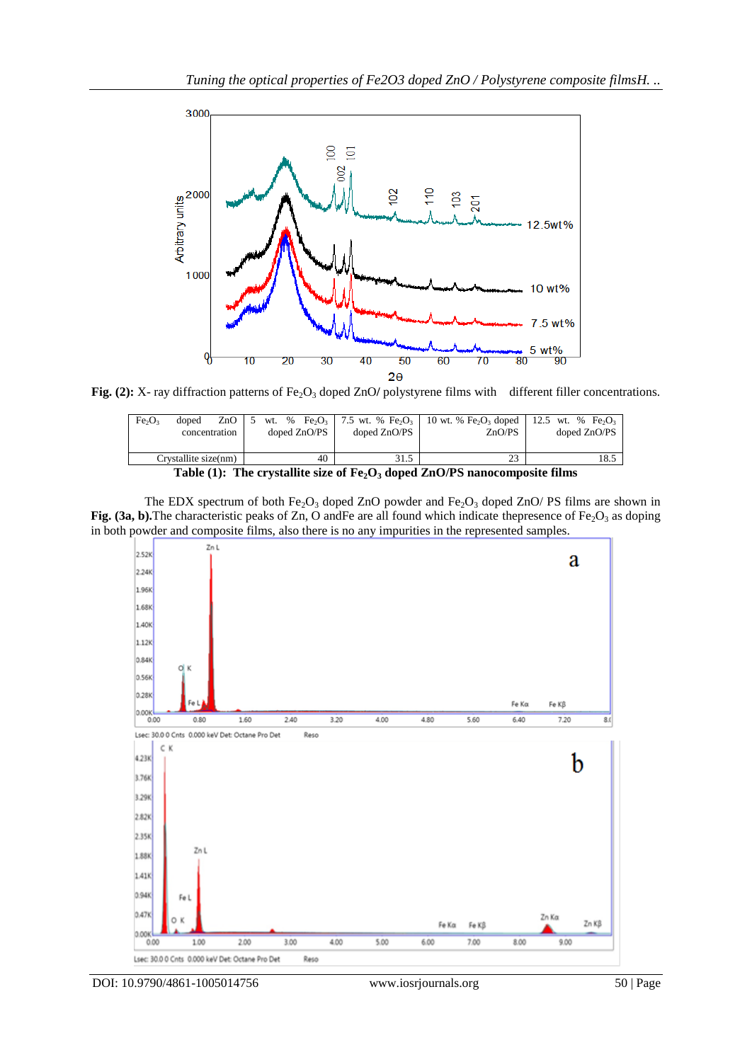Fig. (2): X- ray diffraction patterns of $Fe_2O_3$ doped ZnO/ polystyrene films with different filler concentrations.

| $Fe_2O_3$ doped ZnO concentration | 5 wt. % $Fe_2O_3$ doped ZnO/PS | 7.5 wt. % $Fe_2O_3$ doped ZnO/PS | 10 wt. % $Fe_2O_3$ doped ZnO/PS | 12.5 wt. % $Fe_2O_3$ doped ZnO/PS |
|---|---|---|---|---|
| Crystallite size(nm) | 40 | 31.5 | 23 | 18.5 |

**Table (1): The crystallite size of $Fe_2O_3$ doped ZnO/PS nanocomposite films**

The EDX spectrum of both $Fe_2O_3$ doped ZnO powder and $Fe_2O_3$ doped ZnO/ PS films are shown in **Fig. (3a, b).**The characteristic peaks of Zn, O andFe are all found which indicate thepresence of $Fe_2O_3$ as doping in both powder and composite films, also there is no any impurities in the represented samples.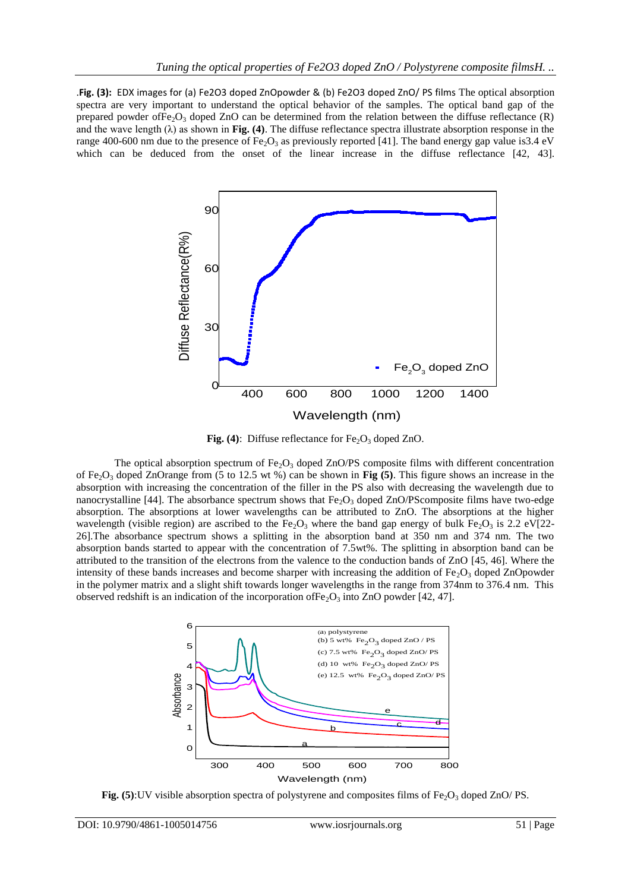.**Fig. (3):** EDX images for (a) Fe2O3 doped ZnOpowder & (b) Fe2O3 doped ZnO/ PS films The optical absorption spectra are very important to understand the optical behavior of the samples. The optical band gap of the prepared powder of$Fe_2O_3$ doped ZnO can be determined from the relation between the diffuse reflectance (R) and the wave length (λ) as shown in **Fig. (4)**. The diffuse reflectance spectra illustrate absorption response in the range 400-600 nm due to the presence of $Fe_2O_3$ as previously reported [41]. The band energy gap value is3.4 eV which can be deduced from the onset of the linear increase in the diffuse reflectance [42, 43].

**Fig. (4)**: Diffuse reflectance for $Fe_2O_3$ doped ZnO.

The optical absorption spectrum of $Fe_2O_3$ doped ZnO/PS composite films with different concentration of $Fe_2O_3$ doped ZnOrange from (5 to 12.5 wt %) can be shown in **Fig (5)**. This figure shows an increase in the absorption with increasing the concentration of the filler in the PS also with decreasing the wavelength due to nanocrystalline [44]. The absorbance spectrum shows that $Fe_2O_3$ doped ZnO/PScomposite films have two-edge absorption. The absorptions at lower wavelengths can be attributed to ZnO. The absorptions at the higher wavelength (visible region) are ascribed to the $Fe_2O_3$ where the band gap energy of bulk $Fe_2O_3$ is 2.2 eV[22-26].The absorbance spectrum shows a splitting in the absorption band at 350 nm and 374 nm. The two absorption bands started to appear with the concentration of 7.5wt%. The splitting in absorption band can be attributed to the transition of the electrons from the valence to the conduction bands of ZnO [45, 46]. Where the intensity of these bands increases and become sharper with increasing the addition of $Fe_2O_3$ doped ZnOpowder in the polymer matrix and a slight shift towards longer wavelengths in the range from 374nm to 376.4 nm. This observed redshift is an indication of the incorporation of$Fe_2O_3$ into ZnO powder [42, 47].

**Fig. (5)**:UV visible absorption spectra of polystyrene and composites films of $Fe_2O_3$ doped ZnO/ PS.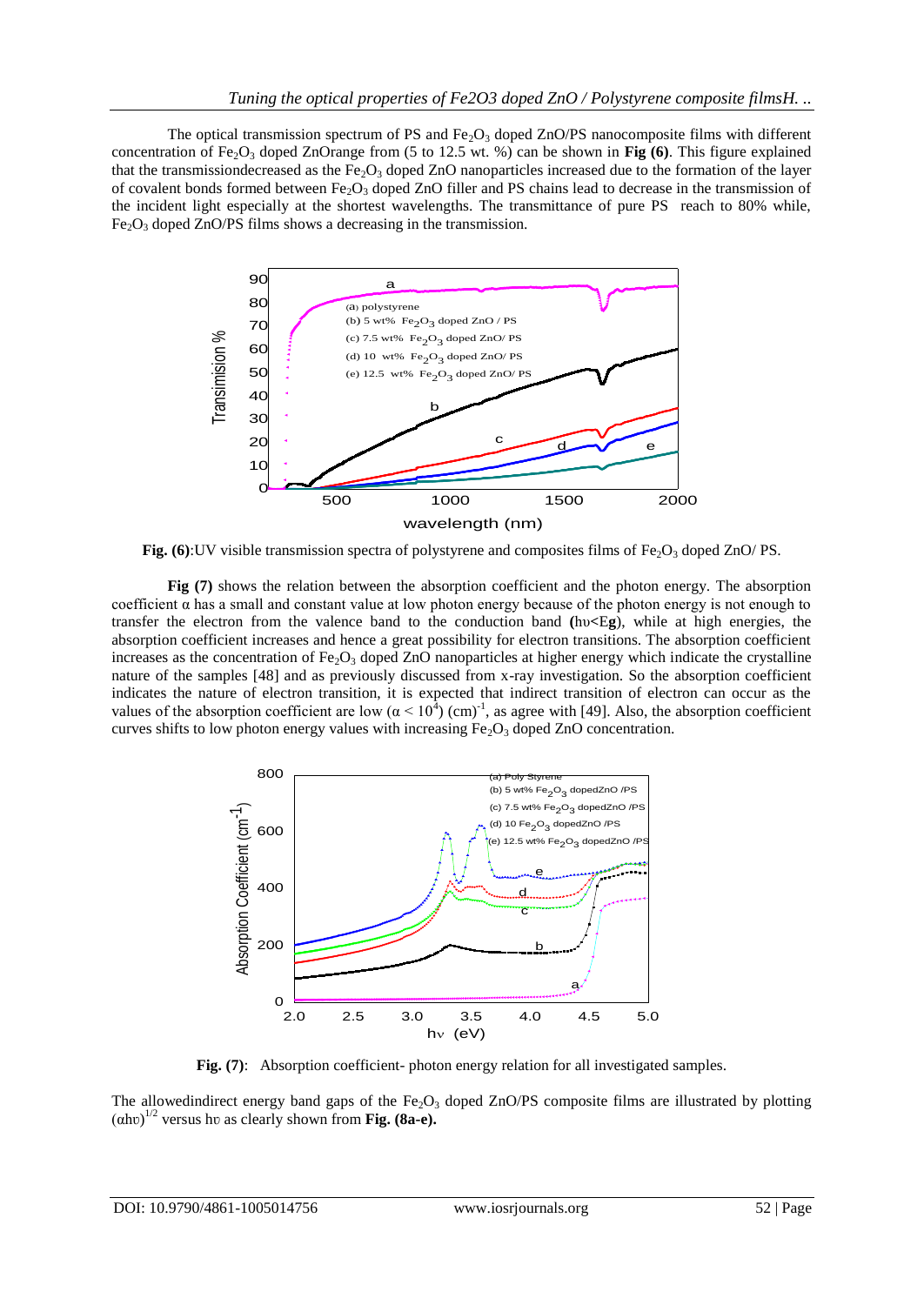The optical transmission spectrum of PS and $Fe_2O_3$ doped ZnO/PS nanocomposite films with different concentration of $Fe_2O_3$ doped ZnOrange from (5 to 12.5 wt. %) can be shown in **Fig (6)**. This figure explained that the transmissiondecreased as the $Fe_2O_3$ doped ZnO nanoparticles increased due to the formation of the layer of covalent bonds formed between $Fe_2O_3$ doped ZnO filler and PS chains lead to decrease in the transmission of the incident light especially at the shortest wavelengths. The transmittance of pure PS reach to 80% while, $Fe_2O_3$ doped ZnO/PS films shows a decreasing in the transmission.

**Fig. (6)**:UV visible transmission spectra of polystyrene and composites films of $Fe_2O_3$ doped ZnO/ PS.

**Fig (7)** shows the relation between the absorption coefficient and the photon energy. The absorption coefficient α has a small and constant value at low photon energy because of the photon energy is not enough to transfer the electron from the valence band to the conduction band **(**$h\upsilon$**<E**$_g$), while at high energies, the absorption coefficient increases and hence a great possibility for electron transitions. The absorption coefficient increases as the concentration of $Fe_2O_3$ doped ZnO nanoparticles at higher energy which indicate the crystalline nature of the samples [48] and as previously discussed from x-ray investigation. So the absorption coefficient indicates the nature of electron transition, it is expected that indirect transition of electron can occur as the values of the absorption coefficient are low ($\alpha < 10^4$) $(cm)^{-1}$, as agree with [49]. Also, the absorption coefficient curves shifts to low photon energy values with increasing $Fe_2O_3$ doped ZnO concentration.

**Fig. (7)**: Absorption coefficient- photon energy relation for all investigated samples.

The allowedindirect energy band gaps of the $Fe_2O_3$ doped ZnO/PS composite films are illustrated by plotting $(\alpha h\upsilon)^{1/2}$ versus $h\upsilon$ as clearly shown from **Fig. (8a-e).**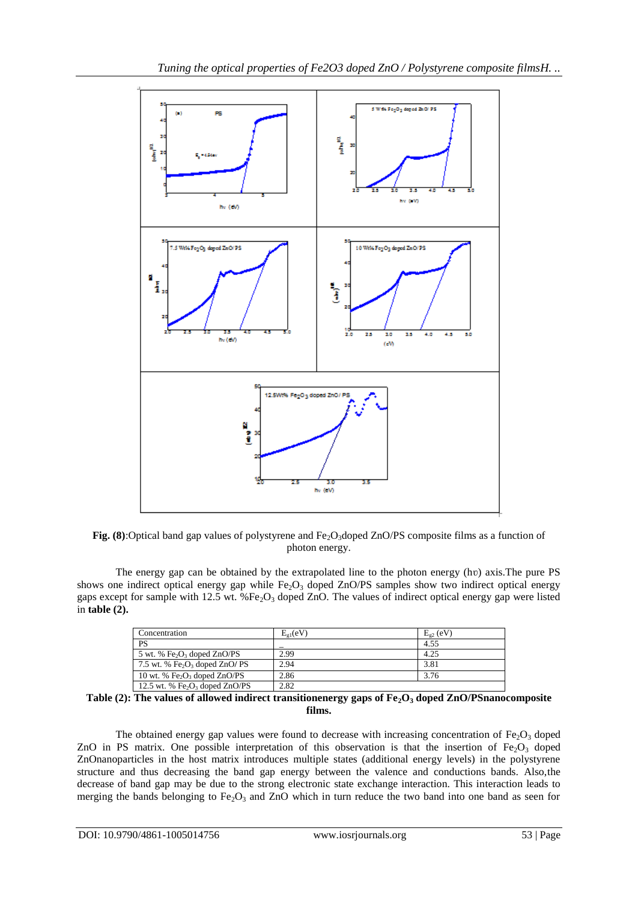**Fig. (8)**:Optical band gap values of polystyrene and $Fe_2O_3$doped ZnO/PS composite films as a function of photon energy.

The energy gap can be obtained by the extrapolated line to the photon energy (hʋ) axis.The pure PS shows one indirect optical energy gap while $Fe_2O_3$ doped ZnO/PS samples show two indirect optical energy gaps except for sample with 12.5 wt. %$Fe_2O_3$ doped ZnO. The values of indirect optical energy gap were listed in **table (2).**

| Concentration | $E_{g1}$(eV) | $E_{g2}$ (eV) |
|---|---|---|
| PS | _ | 4.55 |
| 5 wt. % $Fe_2O_3$ doped ZnO/PS | 2.99 | 4.25 |
| 7.5 wt. % $Fe_2O_3$ doped ZnO/ PS | 2.94 | 3.81 |
| 10 wt. % $Fe_2O_3$ doped ZnO/PS | 2.86 | 3.76 |
| 12.5 wt. % $Fe_2O_3$ doped ZnO/PS | 2.82 | |

**Table (2): The values of allowed indirect transitionenergy gaps of $Fe_2O_3$ doped ZnO/PSnanocomposite films.**

The obtained energy gap values were found to decrease with increasing concentration of $Fe_2O_3$ doped ZnO in PS matrix. One possible interpretation of this observation is that the insertion of $Fe_2O_3$ doped ZnOnanoparticles in the host matrix introduces multiple states (additional energy levels) in the polystyrene structure and thus decreasing the band gap energy between the valence and conductions bands. Also,the decrease of band gap may be due to the strong electronic state exchange interaction. This interaction leads to merging the bands belonging to $Fe_2O_3$ and ZnO which in turn reduce the two band into one band as seen for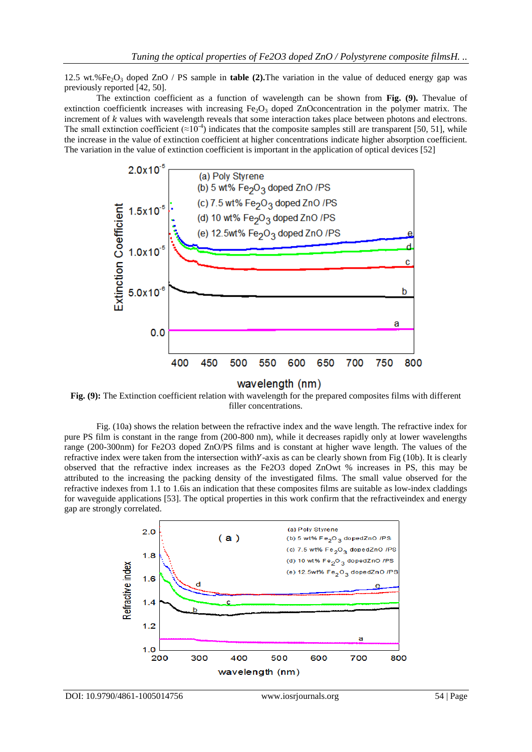12.5 wt.% $Fe_2O_3$ doped ZnO / PS sample in **table (2).**The variation in the value of deduced energy gap was previously reported [42, 50].

The extinction coefficient as a function of wavelength can be shown from **Fig. (9).** Thevalue of extinction coefficientk increases with increasing $Fe_2O_3$ doped ZnOconcentration in the polymer matrix. The increment of $k$ values with wavelength reveals that some interaction takes place between photons and electrons. The small extinction coefficient ($\approx 10^{-4}$) indicates that the composite samples still are transparent [50, 51], while the increase in the value of extinction coefficient at higher concentrations indicate higher absorption coefficient. The variation in the value of extinction coefficient is important in the application of optical devices [52]

**Fig. (9):** The Extinction coefficient relation with wavelength for the prepared composites films with different filler concentrations.

Fig. (10a) shows the relation between the refractive index and the wave length. The refractive index for pure PS film is constant in the range from (200-800 nm), while it decreases rapidly only at lower wavelengths range (200-300nm) for Fe2O3 doped ZnO/PS films and is constant at higher wave length. The values of the refractive index were taken from the intersection with$Y$-axis as can be clearly shown from Fig (10b). It is clearly observed that the refractive index increases as the Fe2O3 doped ZnOwt % increases in PS, this may be attributed to the increasing the packing density of the investigated films. The small value observed for the refractive indexes from 1.1 to 1.6is an indication that these composites films are suitable as low-index claddings for waveguide applications [53]. The optical properties in this work confirm that the refractiveindex and energy gap are strongly correlated.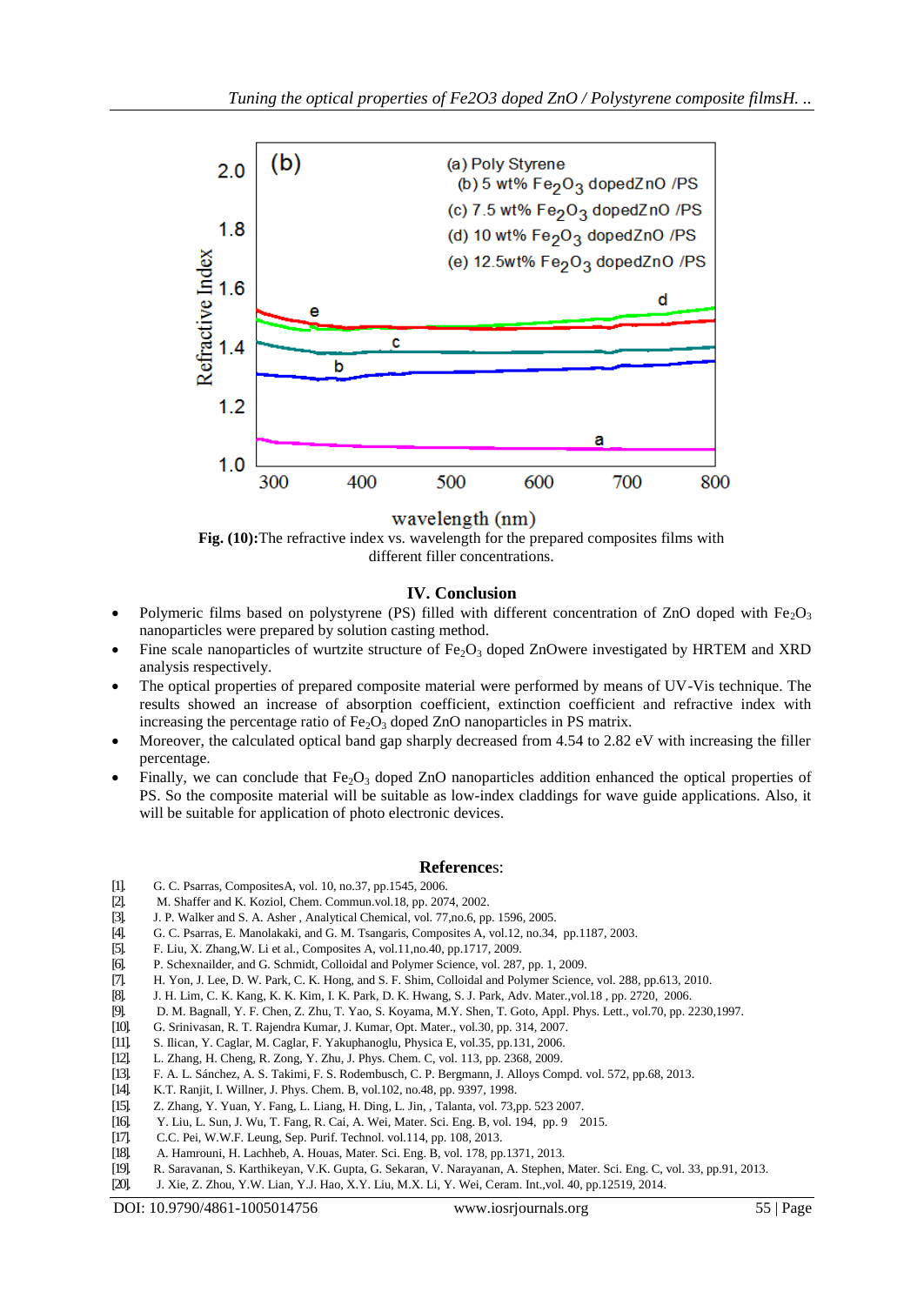**Fig. (10):** The refractive index vs. wavelength for the prepared composites films with different filler concentrations.

## IV. Conclusion

- Polymeric films based on polystyrene (PS) filled with different concentration of ZnO doped with $Fe_2O_3$ nanoparticles were prepared by solution casting method.
- Fine scale nanoparticles of wurtzite structure of $Fe_2O_3$ doped ZnOwere investigated by HRTEM and XRD analysis respectively.
- The optical properties of prepared composite material were performed by means of UV-Vis technique. The results showed an increase of absorption coefficient, extinction coefficient and refractive index with increasing the percentage ratio of $Fe_2O_3$ doped ZnO nanoparticles in PS matrix.
- Moreover, the calculated optical band gap sharply decreased from 4.54 to 2.82 eV with increasing the filler percentage.
- Finally, we can conclude that $Fe_2O_3$ doped ZnO nanoparticles addition enhanced the optical properties of PS. So the composite material will be suitable as low-index claddings for wave guide applications. Also, it will be suitable for application of photo electronic devices.

## References:

[1]. G. C. Psarras, CompositesA, vol. 10, no.37, pp.1545, 2006.
[2]. M. Shaffer and K. Koziol, Chem. Commun.vol.18, pp. 2074, 2002.
[3]. J. P. Walker and S. A. Asher , Analytical Chemical, vol. 77,no.6, pp. 1596, 2005.
[4]. G. C. Psarras, E. Manolakaki, and G. M. Tsangaris, Composites A, vol.12, no.34, pp.1187, 2003.
[5]. F. Liu, X. Zhang,W. Li et al., Composites A, vol.11,no.40, pp.1717, 2009.
[6]. P. Schexnailder, and G. Schmidt, Colloidal and Polymer Science, vol. 287, pp. 1, 2009.
[7]. H. Yon, J. Lee, D. W. Park, C. K. Hong, and S. F. Shim, Colloidal and Polymer Science, vol. 288, pp.613, 2010.
[8]. J. H. Lim, C. K. Kang, K. K. Kim, I. K. Park, D. K. Hwang, S. J. Park, Adv. Mater.,vol.18 , pp. 2720, 2006.
[9]. D. M. Bagnall, Y. F. Chen, Z. Zhu, T. Yao, S. Koyama, M.Y. Shen, T. Goto, Appl. Phys. Lett., vol.70, pp. 2230,1997.
[10]. G. Srinivasan, R. T. Rajendra Kumar, J. Kumar, Opt. Mater., vol.30, pp. 314, 2007.
[11]. S. Ilican, Y. Caglar, M. Caglar, F. Yakuphanoglu, Physica E, vol.35, pp.131, 2006.
[12]. L. Zhang, H. Cheng, R. Zong, Y. Zhu, J. Phys. Chem. C, vol. 113, pp. 2368, 2009.
[13]. F. A. L. Sánchez, A. S. Takimi, F. S. Rodembusch, C. P. Bergmann, J. Alloys Compd. vol. 572, pp.68, 2013.
[14]. K.T. Ranjit, I. Willner, J. Phys. Chem. B, vol.102, no.48, pp. 9397, 1998.
[15]. Z. Zhang, Y. Yuan, Y. Fang, L. Liang, H. Ding, L. Jin, , Talanta, vol. 73,pp. 523 2007.
[16]. Y. Liu, L. Sun, J. Wu, T. Fang, R. Cai, A. Wei, Mater. Sci. Eng. B, vol. 194, pp. 9 2015.
[17]. C.C. Pei, W.W.F. Leung, Sep. Purif. Technol. vol.114, pp. 108, 2013.
[18]. A. Hamrouni, H. Lachheb, A. Houas, Mater. Sci. Eng. B, vol. 178, pp.1371, 2013.
[19]. R. Saravanan, S. Karthikeyan, V.K. Gupta, G. Sekaran, V. Narayanan, A. Stephen, Mater. Sci. Eng. C, vol. 33, pp.91, 2013.
[20]. J. Xie, Z. Zhou, Y.W. Lian, Y.J. Hao, X.Y. Liu, M.X. Li, Y. Wei, Ceram. Int.,vol. 40, pp.12519, 2014.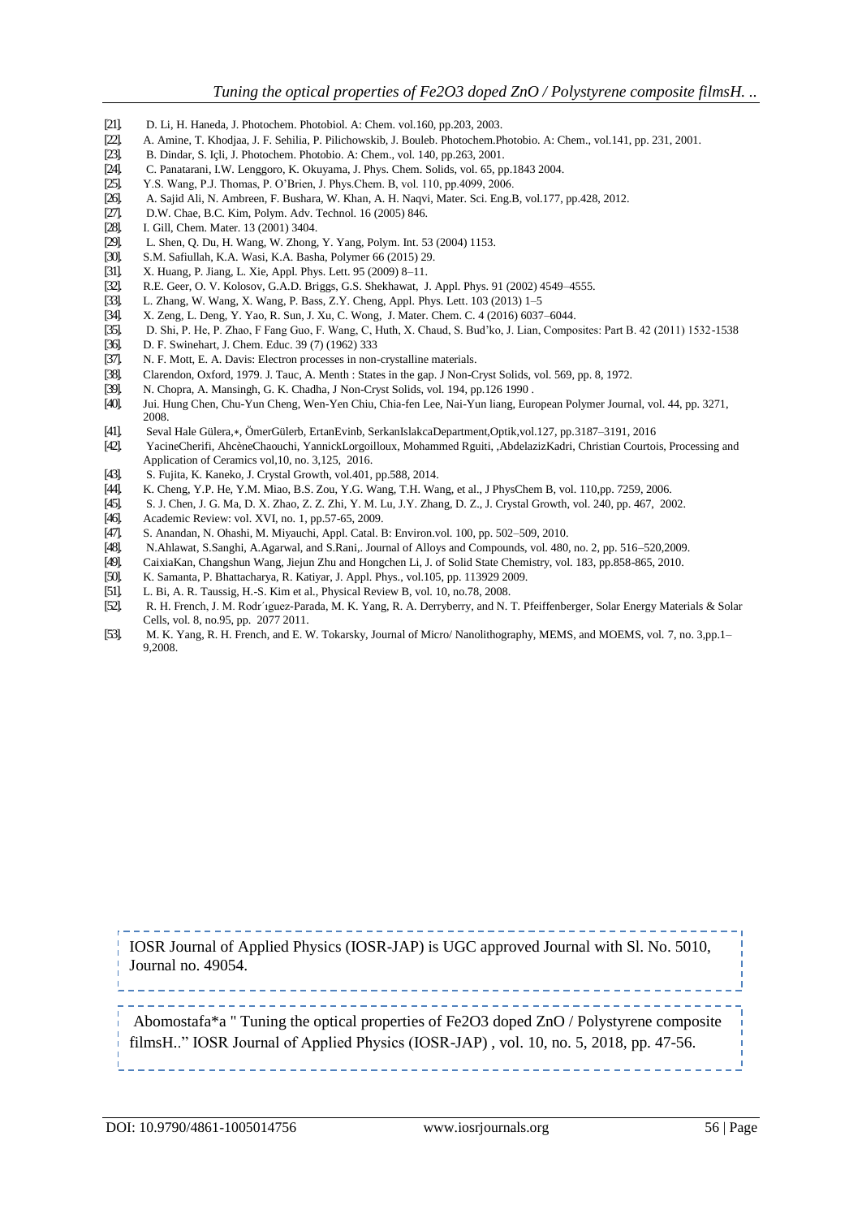[21]. D. Li, H. Haneda, J. Photochem. Photobiol. A: Chem. vol.160, pp.203, 2003.

[22]. A. Amine, T. Khodjaa, J. F. Sehilia, P. Pilichowskib, J. Bouleb. Photochem.Photobio. A: Chem., vol.141, pp. 231, 2001.

[23]. B. Dindar, S. Içli, J. Photochem. Photobio. A: Chem., vol. 140, pp.263, 2001.

[24]. C. Panatarani, I.W. Lenggoro, K. Okuyama, J. Phys. Chem. Solids, vol. 65, pp.1843 2004.

[25]. Y.S. Wang, P.J. Thomas, P. O'Brien, J. Phys.Chem. B, vol. 110, pp.4099, 2006.

[26]. A. Sajid Ali, N. Ambreen, F. Bushara, W. Khan, A. H. Naqvi, Mater. Sci. Eng.B, vol.177, pp.428, 2012.

[27]. D.W. Chae, B.C. Kim, Polym. Adv. Technol. 16 (2005) 846.

[28]. I. Gill, Chem. Mater. 13 (2001) 3404.

[29]. L. Shen, Q. Du, H. Wang, W. Zhong, Y. Yang, Polym. Int. 53 (2004) 1153.

[30]. S.M. Safiullah, K.A. Wasi, K.A. Basha, Polymer 66 (2015) 29.

[31]. X. Huang, P. Jiang, L. Xie, Appl. Phys. Lett. 95 (2009) 8–11.

[32]. R.E. Geer, O. V. Kolosov, G.A.D. Briggs, G.S. Shekhawat, J. Appl. Phys. 91 (2002) 4549–4555.

[33]. L. Zhang, W. Wang, X. Wang, P. Bass, Z.Y. Cheng, Appl. Phys. Lett. 103 (2013) 1–5

[34]. X. Zeng, L. Deng, Y. Yao, R. Sun, J. Xu, C. Wong, J. Mater. Chem. C. 4 (2016) 6037–6044.

[35]. D. Shi, P. He, P. Zhao, F Fang Guo, F. Wang, C, Huth, X. Chaud, S. Bud'ko, J. Lian, Composites: Part B. 42 (2011) 1532-1538

[36]. D. F. Swinehart, J. Chem. Educ. 39 (7) (1962) 333

[37]. N. F. Mott, E. A. Davis: Electron processes in non-crystalline materials.

[38]. Clarendon, Oxford, 1979. J. Tauc, A. Menth : States in the gap. J Non-Cryst Solids, vol. 569, pp. 8, 1972.

[39]. N. Chopra, A. Mansingh, G. K. Chadha, J Non-Cryst Solids, vol. 194, pp.126 1990 .

[40]. Jui. Hung Chen, Chu-Yun Cheng, Wen-Yen Chiu, Chia-fen Lee, Nai-Yun liang, European Polymer Journal, vol. 44, pp. 3271, 2008.

[41]. Seval Hale Gülera,∗, ÖmerGülerb, ErtanEvinb, SerkanIslakcaDepartment,Optik,vol.127, pp.3187–3191, 2016

[42]. YacineCherifi, AhcèneChaouchi, YannickLorgoilloux, Mohammed Rguiti, ,AbdelazizKadri, Christian Courtois, Processing and Application of Ceramics vol,10, no. 3,125, 2016.

[43]. S. Fujita, K. Kaneko, J. Crystal Growth, vol.401, pp.588, 2014.

[44]. K. Cheng, Y.P. He, Y.M. Miao, B.S. Zou, Y.G. Wang, T.H. Wang, et al., J PhysChem B, vol. 110,pp. 7259, 2006.

[45]. S. J. Chen, J. G. Ma, D. X. Zhao, Z. Z. Zhi, Y. M. Lu, J.Y. Zhang, D. Z., J. Crystal Growth, vol. 240, pp. 467, 2002.

[46]. Academic Review: vol. XVI, no. 1, pp.57-65, 2009.

[47]. S. Anandan, N. Ohashi, M. Miyauchi, Appl. Catal. B: Environ.vol. 100, pp. 502–509, 2010.

[48]. N.Ahlawat, S.Sanghi, A.Agarwal, and S.Rani,. Journal of Alloys and Compounds, vol. 480, no. 2, pp. 516–520,2009.

[49]. CaixiaKan, Changshun Wang, Jiejun Zhu and Hongchen Li, J. of Solid State Chemistry, vol. 183, pp.858-865, 2010.

[50]. K. Samanta, P. Bhattacharya, R. Katiyar, J. Appl. Phys., vol.105, pp. 113929 2009.

[51]. L. Bi, A. R. Taussig, H.-S. Kim et al., Physical Review B, vol. 10, no.78, 2008.

[52]. R. H. French, J. M. Rodr´ıguez-Parada, M. K. Yang, R. A. Derryberry, and N. T. Pfeiffenberger, Solar Energy Materials & Solar Cells, vol. 8, no.95, pp. 2077 2011.

[53]. M. K. Yang, R. H. French, and E. W. Tokarsky, Journal of Micro/ Nanolithography, MEMS, and MOEMS, vol. 7, no. 3,pp.1–9,2008.

IOSR Journal of Applied Physics (IOSR-JAP) is UGC approved Journal with Sl. No. 5010, Journal no. 49054.

Abomostafa*a " Tuning the optical properties of Fe2O3 doped ZnO / Polystyrene composite filmsH.." IOSR Journal of Applied Physics (IOSR-JAP) , vol. 10, no. 5, 2018, pp. 47-56.